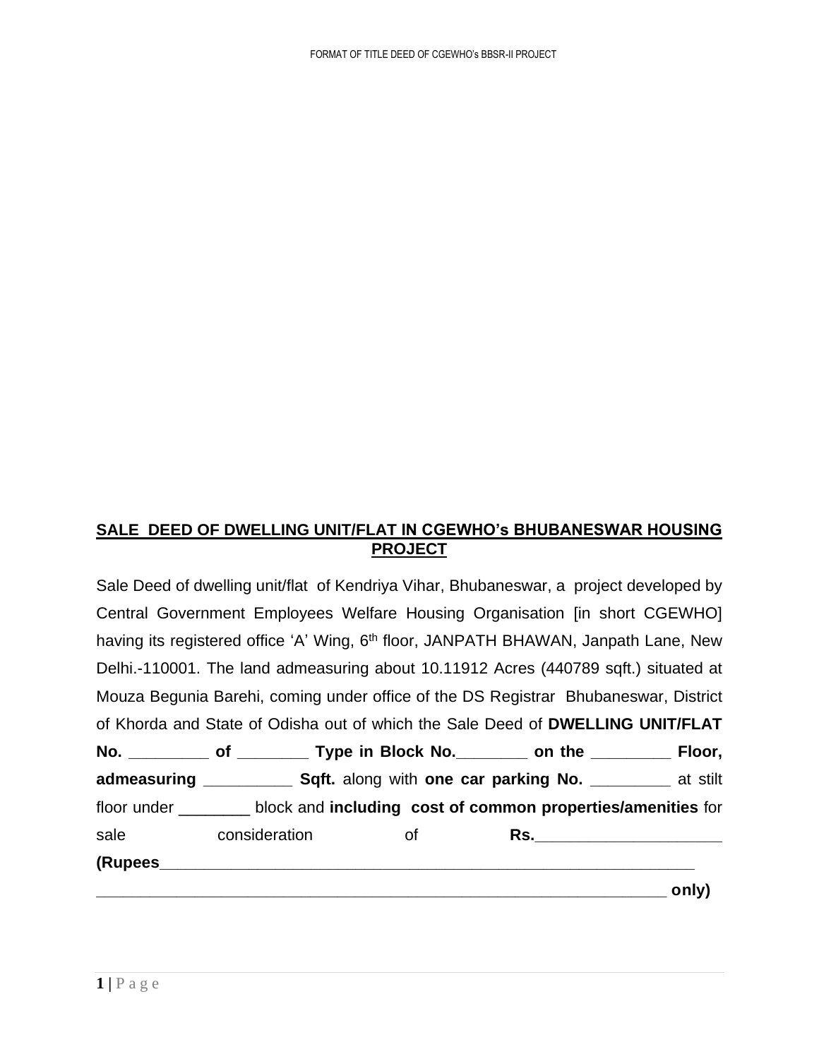## **SALE DEED OF DWELLING UNIT/FLAT IN CGEWHO's BHUBANESWAR HOUSING PROJECT**

Sale Deed of dwelling unit/flat of Kendriya Vihar, Bhubaneswar, a project developed by Central Government Employees Welfare Housing Organisation [in short CGEWHO] having its registered office 'A' Wing, 6th floor, JANPATH BHAWAN, Janpath Lane, New Delhi.-110001. The land admeasuring about 10.11912 Acres (440789 sqft.) situated at Mouza Begunia Barehi, coming under office of the DS Registrar Bhubaneswar, District of Khorda and State of Odisha out of which the Sale Deed of **DWELLING UNIT/FLAT No. _________ of ________ Type in Block No.________ on the _________ Floor, admeasuring __________ Sqft.** along with **one car parking No.** _________ at stilt floor under ________ block and **including cost of common properties/amenities** for sale consideration of **Rs.____________________ (Rupees_______________________________________________________________ _________________________________________________________________ only)**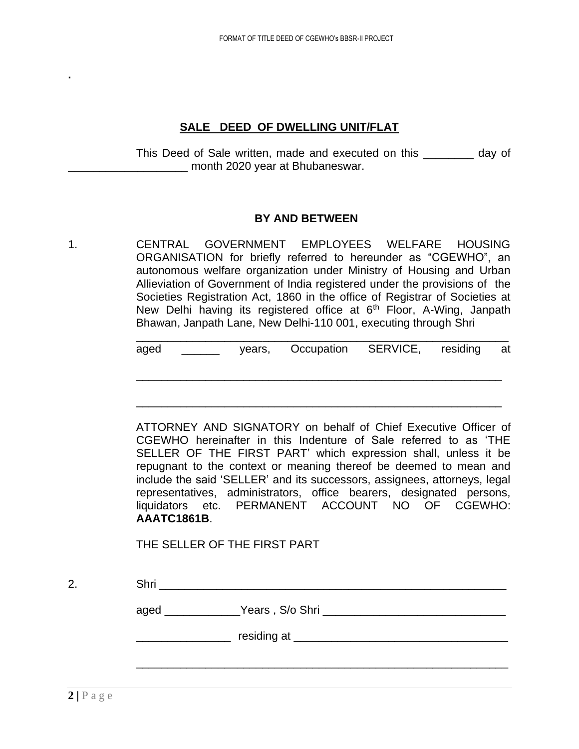.

## SALE DEED OF DWELLING UNIT/FLAT

This Deed of Sale written, made and executed on this ________ day of ___________________ month 2020 year at Bhubaneswar.

**BY AND BETWEEN**

1. CENTRAL GOVERNMENT EMPLOYEES WELFARE HOUSING ORGANISATION for briefly referred to hereunder as "CGEWHO", an autonomous welfare organization under Ministry of Housing and Urban Allieviation of Government of India registered under the provisions of the Societies Registration Act, 1860 in the office of Registrar of Societies at New Delhi having its registered office at 6th Floor, A-Wing, Janpath Bhawan, Janpath Lane, New Delhi-110 001, executing through Shri ____________________________________________________________ aged ______ years, Occupation SERVICE, residing at

   ____________________________________________________________

   ____________________________________________________________

   ATTORNEY AND SIGNATORY on behalf of Chief Executive Officer of CGEWHO hereinafter in this Indenture of Sale referred to as 'THE SELLER OF THE FIRST PART' which expression shall, unless it be repugnant to the context or meaning thereof be deemed to mean and include the said 'SELLER' and its successors, assignees, attorneys, legal representatives, administrators, office bearers, designated persons, liquidators etc. PERMANENT ACCOUNT NO OF CGEWHO: **AAATC1861B**.

   THE SELLER OF THE FIRST PART

2. Shri ________________________________________________________

   aged ____________Years , S/o Shri _____________________________

   _______________ residing at __________________________________

   ____________________________________________________________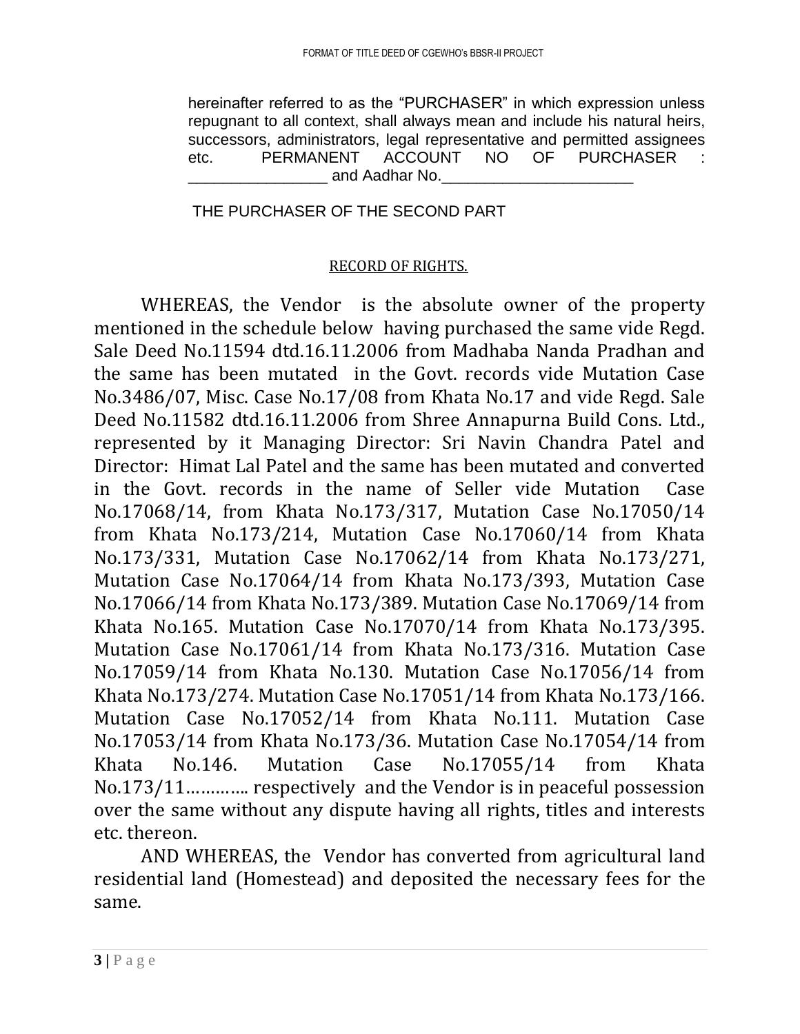hereinafter referred to as the "PURCHASER" in which expression unless repugnant to all context, shall always mean and include his natural heirs, successors, administrators, legal representative and permitted assignees etc. PERMANENT ACCOUNT NO OF PURCHASER : ________________ and Aadhar No.______________________

THE PURCHASER OF THE SECOND PART

## RECORD OF RIGHTS.

WHEREAS, the Vendor is the absolute owner of the property mentioned in the schedule below having purchased the same vide Regd. Sale Deed No.11594 dtd.16.11.2006 from Madhaba Nanda Pradhan and the same has been mutated in the Govt. records vide Mutation Case No.3486/07, Misc. Case No.17/08 from Khata No.17 and vide Regd. Sale Deed No.11582 dtd.16.11.2006 from Shree Annapurna Build Cons. Ltd., represented by it Managing Director: Sri Navin Chandra Patel and Director: Himat Lal Patel and the same has been mutated and converted in the Govt. records in the name of Seller vide Mutation Case No.17068/14, from Khata No.173/317, Mutation Case No.17050/14 from Khata No.173/214, Mutation Case No.17060/14 from Khata No.173/331, Mutation Case No.17062/14 from Khata No.173/271, Mutation Case No.17064/14 from Khata No.173/393, Mutation Case No.17066/14 from Khata No.173/389. Mutation Case No.17069/14 from Khata No.165. Mutation Case No.17070/14 from Khata No.173/395. Mutation Case No.17061/14 from Khata No.173/316. Mutation Case No.17059/14 from Khata No.130. Mutation Case No.17056/14 from Khata No.173/274. Mutation Case No.17051/14 from Khata No.173/166. Mutation Case No.17052/14 from Khata No.111. Mutation Case No.17053/14 from Khata No.173/36. Mutation Case No.17054/14 from Khata No.146. Mutation Case No.17055/14 from Khata No.173/11………… respectively and the Vendor is in peaceful possession over the same without any dispute having all rights, titles and interests etc. thereon.

AND WHEREAS, the Vendor has converted from agricultural land residential land (Homestead) and deposited the necessary fees for the same.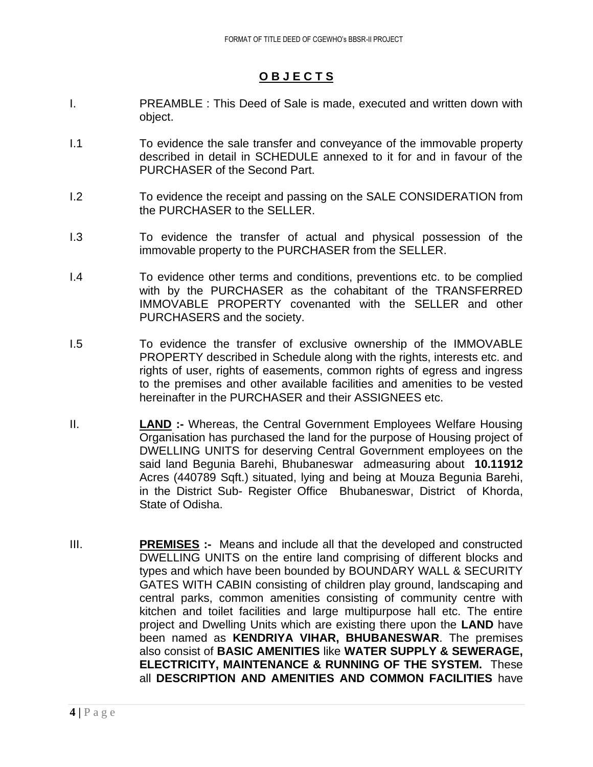## O B J E C T S

I. PREAMBLE : This Deed of Sale is made, executed and written down with object.

I.1 To evidence the sale transfer and conveyance of the immovable property described in detail in SCHEDULE annexed to it for and in favour of the PURCHASER of the Second Part.

I.2 To evidence the receipt and passing on the SALE CONSIDERATION from the PURCHASER to the SELLER.

I.3 To evidence the transfer of actual and physical possession of the immovable property to the PURCHASER from the SELLER.

I.4 To evidence other terms and conditions, preventions etc. to be complied with by the PURCHASER as the cohabitant of the TRANSFERRED IMMOVABLE PROPERTY covenanted with the SELLER and other PURCHASERS and the society.

I.5 To evidence the transfer of exclusive ownership of the IMMOVABLE PROPERTY described in Schedule along with the rights, interests etc. and rights of user, rights of easements, common rights of egress and ingress to the premises and other available facilities and amenities to be vested hereinafter in the PURCHASER and their ASSIGNEES etc.

II. **<u>LAND</u> :-** Whereas, the Central Government Employees Welfare Housing Organisation has purchased the land for the purpose of Housing project of DWELLING UNITS for deserving Central Government employees on the said land Begunia Barehi, Bhubaneswar admeasuring about **10.11912** Acres (440789 Sqft.) situated, lying and being at Mouza Begunia Barehi, in the District Sub- Register Office Bhubaneswar, District of Khorda, State of Odisha.

III. **<u>PREMISES</u> :-** Means and include all that the developed and constructed DWELLING UNITS on the entire land comprising of different blocks and types and which have been bounded by BOUNDARY WALL & SECURITY GATES WITH CABIN consisting of children play ground, landscaping and central parks, common amenities consisting of community centre with kitchen and toilet facilities and large multipurpose hall etc. The entire project and Dwelling Units which are existing there upon the **LAND** have been named as **KENDRIYA VIHAR, BHUBANESWAR**. The premises also consist of **BASIC AMENITIES** like **WATER SUPPLY & SEWERAGE, ELECTRICITY, MAINTENANCE & RUNNING OF THE SYSTEM.** These all **DESCRIPTION AND AMENITIES AND COMMON FACILITIES** have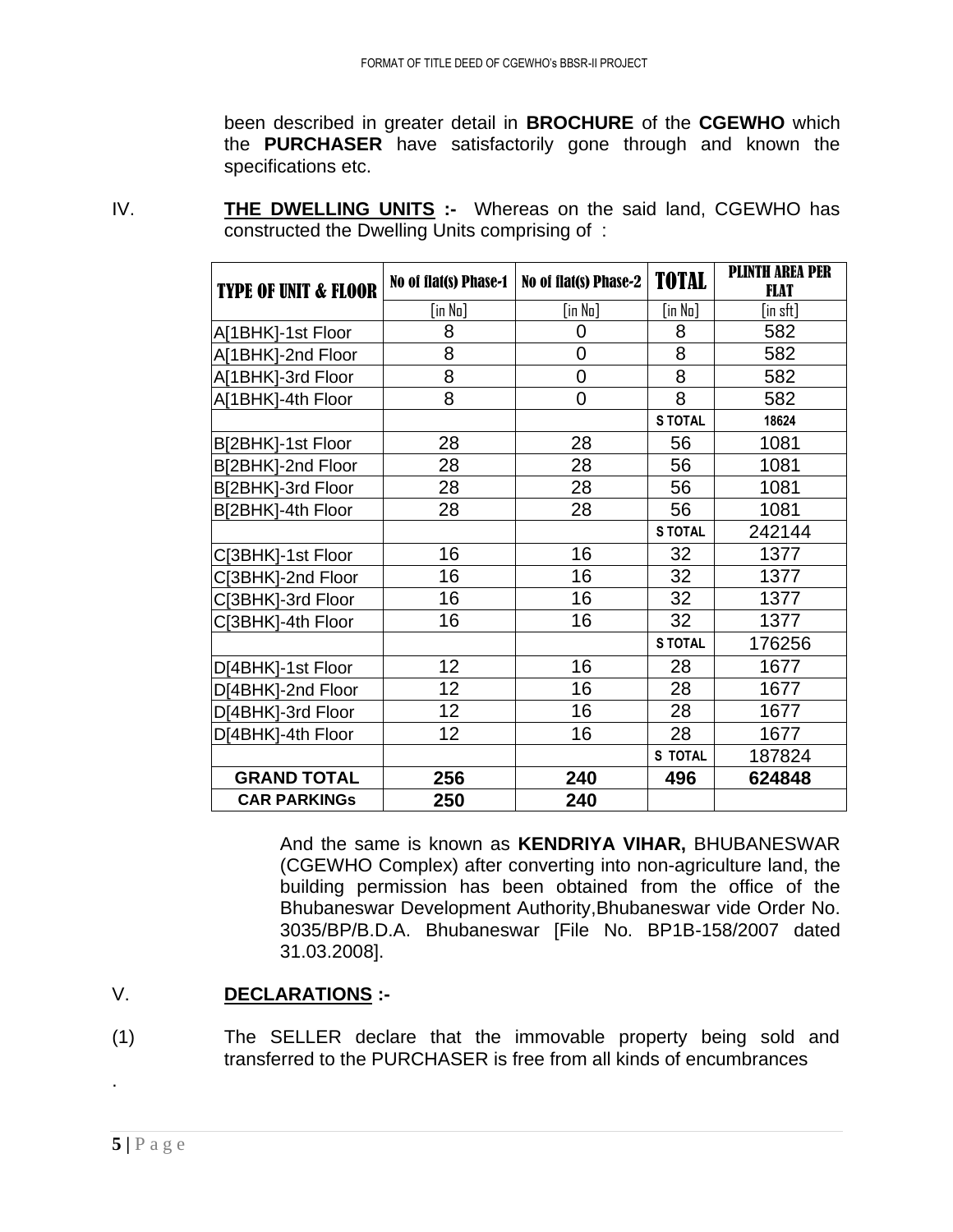been described in greater detail in **BROCHURE** of the **CGEWHO** which the **PURCHASER** have satisfactorily gone through and known the specifications etc.

IV. **THE DWELLING UNITS :-** Whereas on the said land, CGEWHO has constructed the Dwelling Units comprising of :

| TYPE OF UNIT & FLOOR | No of flat(s) Phase-1 | No of flat(s) Phase-2 | TOTAL | PLINTH AREA PER FLAT |
|---|---|---|---|---|
| | [in No] | [in No] | [in No] | [in sft] |
| A[1BHK]-1st Floor | 8 | 0 | 8 | 582 |
| A[1BHK]-2nd Floor | 8 | 0 | 8 | 582 |
| A[1BHK]-3rd Floor | 8 | 0 | 8 | 582 |
| A[1BHK]-4th Floor | 8 | 0 | 8 | 582 |
| | | | S TOTAL | 18624 |
| B[2BHK]-1st Floor | 28 | 28 | 56 | 1081 |
| B[2BHK]-2nd Floor | 28 | 28 | 56 | 1081 |
| B[2BHK]-3rd Floor | 28 | 28 | 56 | 1081 |
| B[2BHK]-4th Floor | 28 | 28 | 56 | 1081 |
| | | | S TOTAL | 242144 |
| C[3BHK]-1st Floor | 16 | 16 | 32 | 1377 |
| C[3BHK]-2nd Floor | 16 | 16 | 32 | 1377 |
| C[3BHK]-3rd Floor | 16 | 16 | 32 | 1377 |
| C[3BHK]-4th Floor | 16 | 16 | 32 | 1377 |
| | | | S TOTAL | 176256 |
| D[4BHK]-1st Floor | 12 | 16 | 28 | 1677 |
| D[4BHK]-2nd Floor | 12 | 16 | 28 | 1677 |
| D[4BHK]-3rd Floor | 12 | 16 | 28 | 1677 |
| D[4BHK]-4th Floor | 12 | 16 | 28 | 1677 |
| | | | S TOTAL | 187824 |
| **GRAND TOTAL** | **256** | **240** | **496** | **624848** |
| **CAR PARKINGs** | **250** | **240** | | |

And the same is known as **KENDRIYA VIHAR,** BHUBANESWAR (CGEWHO Complex) after converting into non-agriculture land, the building permission has been obtained from the office of the Bhubaneswar Development Authority,Bhubaneswar vide Order No. 3035/BP/B.D.A. Bhubaneswar [File No. BP1B-158/2007 dated 31.03.2008].

V. **DECLARATIONS :-**

(1) The SELLER declare that the immovable property being sold and transferred to the PURCHASER is free from all kinds of encumbrances

.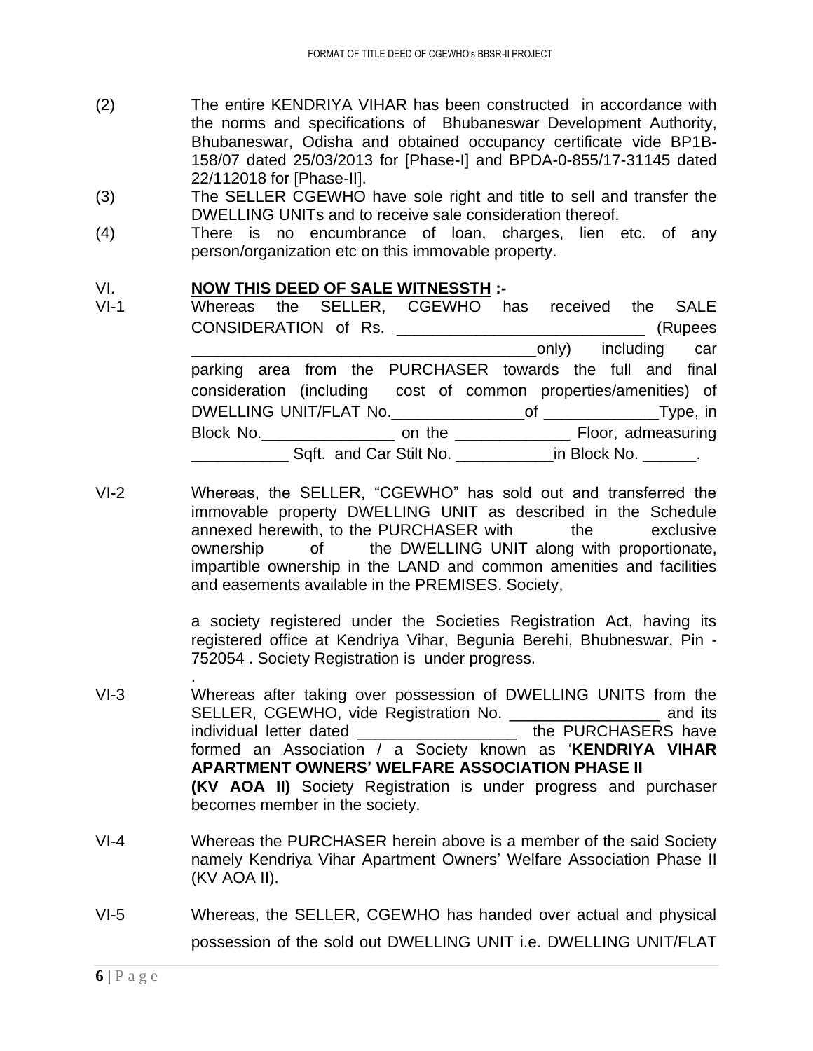(2) The entire KENDRIYA VIHAR has been constructed in accordance with the norms and specifications of Bhubaneswar Development Authority, Bhubaneswar, Odisha and obtained occupancy certificate vide BP1B-158/07 dated 25/03/2013 for [Phase-I] and BPDA-0-855/17-31145 dated 22/112018 for [Phase-II].

(3) The SELLER CGEWHO have sole right and title to sell and transfer the DWELLING UNITs and to receive sale consideration thereof.

(4) There is no encumbrance of loan, charges, lien etc. of any person/organization etc on this immovable property.

VI. **NOW THIS DEED OF SALE WITNESSTH :-**

VI-1 Whereas the SELLER, CGEWHO has received the SALE CONSIDERATION of Rs. ___________________________ (Rupees _______________________________________only) including car parking area from the PURCHASER towards the full and final consideration (including cost of common properties/amenities) of DWELLING UNIT/FLAT No._______________of _____________Type, in Block No._______________ on the _____________ Floor, admeasuring ___________ Sqft. and Car Stilt No. ___________in Block No. ______.

VI-2 Whereas, the SELLER, "CGEWHO" has sold out and transferred the immovable property DWELLING UNIT as described in the Schedule annexed herewith, to the PURCHASER with the exclusive ownership of the DWELLING UNIT along with proportionate, impartible ownership in the LAND and common amenities and facilities and easements available in the PREMISES. Society,

a society registered under the Societies Registration Act, having its registered office at Kendriya Vihar, Begunia Berehi, Bhubneswar, Pin - 752054 . Society Registration is under progress.

.

VI-3 Whereas after taking over possession of DWELLING UNITS from the SELLER, CGEWHO, vide Registration No. _________________ and its individual letter dated _________________ the PURCHASERS have formed an Association / a Society known as '**KENDRIYA VIHAR APARTMENT OWNERS' WELFARE ASSOCIATION PHASE II (KV AOA II)** Society Registration is under progress and purchaser becomes member in the society.

VI-4 Whereas the PURCHASER herein above is a member of the said Society namely Kendriya Vihar Apartment Owners' Welfare Association Phase II (KV AOA II).

VI-5 Whereas, the SELLER, CGEWHO has handed over actual and physical possession of the sold out DWELLING UNIT i.e. DWELLING UNIT/FLAT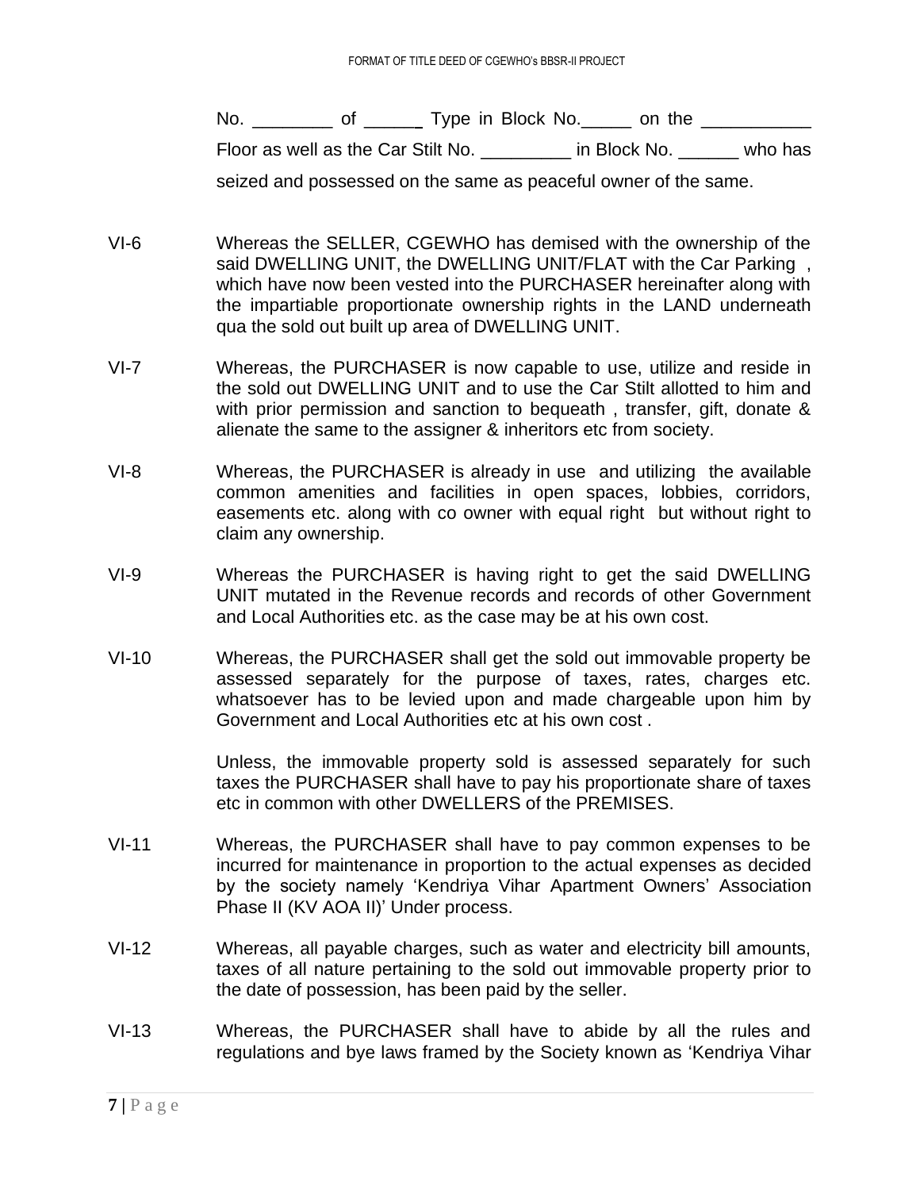No. ________ of ______ Type in Block No._____ on the ___________ Floor as well as the Car Stilt No. _________ in Block No. ______ who has seized and possessed on the same as peaceful owner of the same.

VI-6 Whereas the SELLER, CGEWHO has demised with the ownership of the said DWELLING UNIT, the DWELLING UNIT/FLAT with the Car Parking , which have now been vested into the PURCHASER hereinafter along with the impartiable proportionate ownership rights in the LAND underneath qua the sold out built up area of DWELLING UNIT.

VI-7 Whereas, the PURCHASER is now capable to use, utilize and reside in the sold out DWELLING UNIT and to use the Car Stilt allotted to him and with prior permission and sanction to bequeath , transfer, gift, donate & alienate the same to the assigner & inheritors etc from society.

VI-8 Whereas, the PURCHASER is already in use and utilizing the available common amenities and facilities in open spaces, lobbies, corridors, easements etc. along with co owner with equal right but without right to claim any ownership.

VI-9 Whereas the PURCHASER is having right to get the said DWELLING UNIT mutated in the Revenue records and records of other Government and Local Authorities etc. as the case may be at his own cost.

VI-10 Whereas, the PURCHASER shall get the sold out immovable property be assessed separately for the purpose of taxes, rates, charges etc. whatsoever has to be levied upon and made chargeable upon him by Government and Local Authorities etc at his own cost .

Unless, the immovable property sold is assessed separately for such taxes the PURCHASER shall have to pay his proportionate share of taxes etc in common with other DWELLERS of the PREMISES.

VI-11 Whereas, the PURCHASER shall have to pay common expenses to be incurred for maintenance in proportion to the actual expenses as decided by the society namely 'Kendriya Vihar Apartment Owners' Association Phase II (KV AOA II)' Under process.

VI-12 Whereas, all payable charges, such as water and electricity bill amounts, taxes of all nature pertaining to the sold out immovable property prior to the date of possession, has been paid by the seller.

VI-13 Whereas, the PURCHASER shall have to abide by all the rules and regulations and bye laws framed by the Society known as 'Kendriya Vihar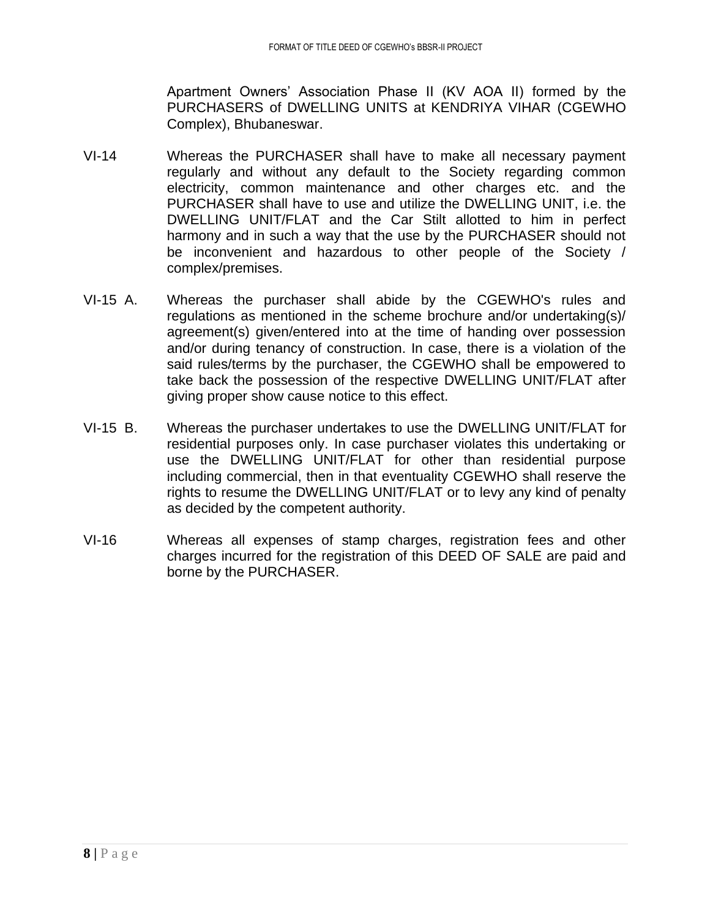Apartment Owners' Association Phase II (KV AOA II) formed by the PURCHASERS of DWELLING UNITS at KENDRIYA VIHAR (CGEWHO Complex), Bhubaneswar.

VI-14 Whereas the PURCHASER shall have to make all necessary payment regularly and without any default to the Society regarding common electricity, common maintenance and other charges etc. and the PURCHASER shall have to use and utilize the DWELLING UNIT, i.e. the DWELLING UNIT/FLAT and the Car Stilt allotted to him in perfect harmony and in such a way that the use by the PURCHASER should not be inconvenient and hazardous to other people of the Society / complex/premises.

VI-15 A. Whereas the purchaser shall abide by the CGEWHO's rules and regulations as mentioned in the scheme brochure and/or undertaking(s)/ agreement(s) given/entered into at the time of handing over possession and/or during tenancy of construction. In case, there is a violation of the said rules/terms by the purchaser, the CGEWHO shall be empowered to take back the possession of the respective DWELLING UNIT/FLAT after giving proper show cause notice to this effect.

VI-15 B. Whereas the purchaser undertakes to use the DWELLING UNIT/FLAT for residential purposes only. In case purchaser violates this undertaking or use the DWELLING UNIT/FLAT for other than residential purpose including commercial, then in that eventuality CGEWHO shall reserve the rights to resume the DWELLING UNIT/FLAT or to levy any kind of penalty as decided by the competent authority.

VI-16 Whereas all expenses of stamp charges, registration fees and other charges incurred for the registration of this DEED OF SALE are paid and borne by the PURCHASER.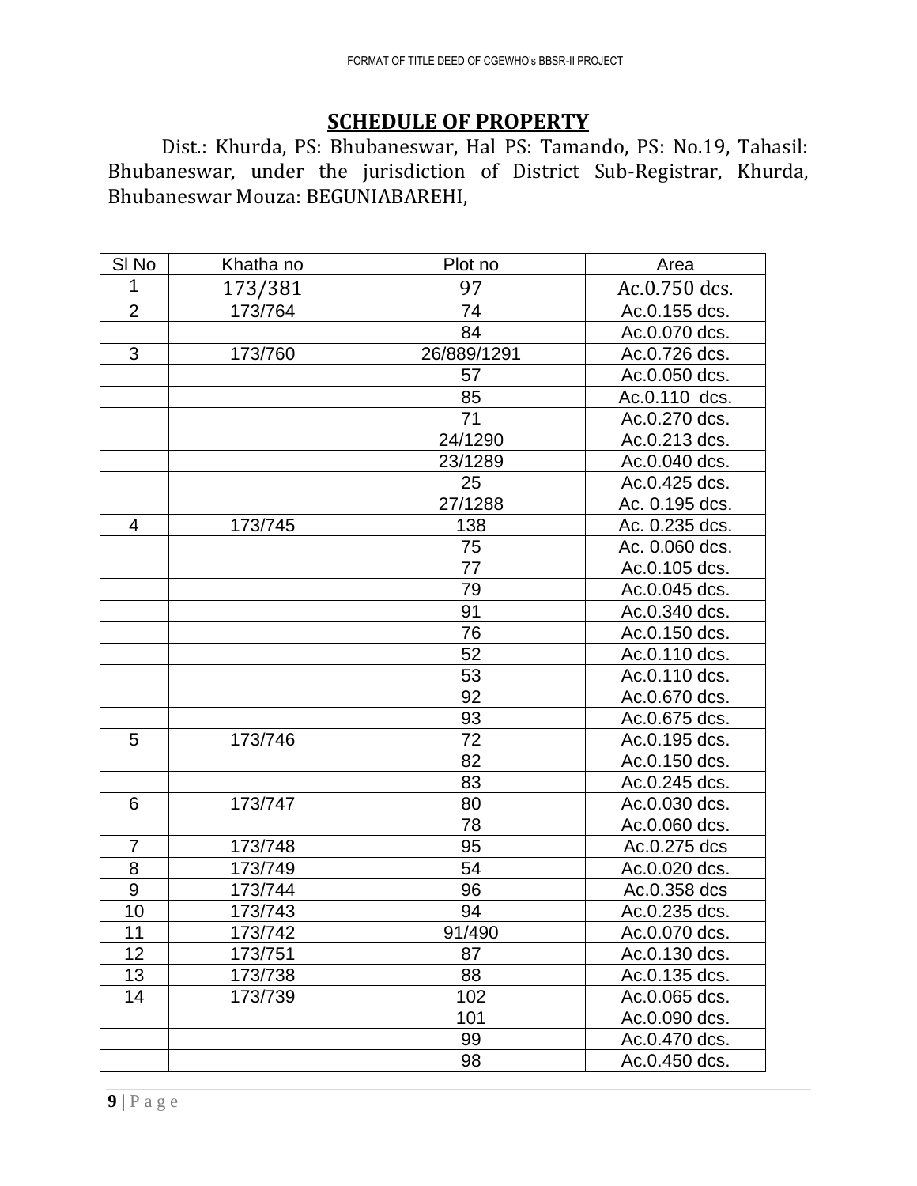## SCHEDULE OF PROPERTY

Dist.: Khurda, PS: Bhubaneswar, Hal PS: Tamando, PS: No.19, Tahasil: Bhubaneswar, under the jurisdiction of District Sub-Registrar, Khurda, Bhubaneswar Mouza: BEGUNIABAREHI,

| Sl No | Khatha no | Plot no | Area |
|---|---|---|---|
| 1 | 173/381 | 97 | Ac.0.750 dcs. |
| 2 | 173/764 | 74 | Ac.0.155 dcs. |
| | | 84 | Ac.0.070 dcs. |
| 3 | 173/760 | 26/889/1291 | Ac.0.726 dcs. |
| | | 57 | Ac.0.050 dcs. |
| | | 85 | Ac.0.110 dcs. |
| | | 71 | Ac.0.270 dcs. |
| | | 24/1290 | Ac.0.213 dcs. |
| | | 23/1289 | Ac.0.040 dcs. |
| | | 25 | Ac.0.425 dcs. |
| | | 27/1288 | Ac. 0.195 dcs. |
| 4 | 173/745 | 138 | Ac. 0.235 dcs. |
| | | 75 | Ac. 0.060 dcs. |
| | | 77 | Ac.0.105 dcs. |
| | | 79 | Ac.0.045 dcs. |
| | | 91 | Ac.0.340 dcs. |
| | | 76 | Ac.0.150 dcs. |
| | | 52 | Ac.0.110 dcs. |
| | | 53 | Ac.0.110 dcs. |
| | | 92 | Ac.0.670 dcs. |
| | | 93 | Ac.0.675 dcs. |
| 5 | 173/746 | 72 | Ac.0.195 dcs. |
| | | 82 | Ac.0.150 dcs. |
| | | 83 | Ac.0.245 dcs. |
| 6 | 173/747 | 80 | Ac.0.030 dcs. |
| | | 78 | Ac.0.060 dcs. |
| 7 | 173/748 | 95 | Ac.0.275 dcs |
| 8 | 173/749 | 54 | Ac.0.020 dcs. |
| 9 | 173/744 | 96 | Ac.0.358 dcs |
| 10 | 173/743 | 94 | Ac.0.235 dcs. |
| 11 | 173/742 | 91/490 | Ac.0.070 dcs. |
| 12 | 173/751 | 87 | Ac.0.130 dcs. |
| 13 | 173/738 | 88 | Ac.0.135 dcs. |
| 14 | 173/739 | 102 | Ac.0.065 dcs. |
| | | 101 | Ac.0.090 dcs. |
| | | 99 | Ac.0.470 dcs. |
| | | 98 | Ac.0.450 dcs. |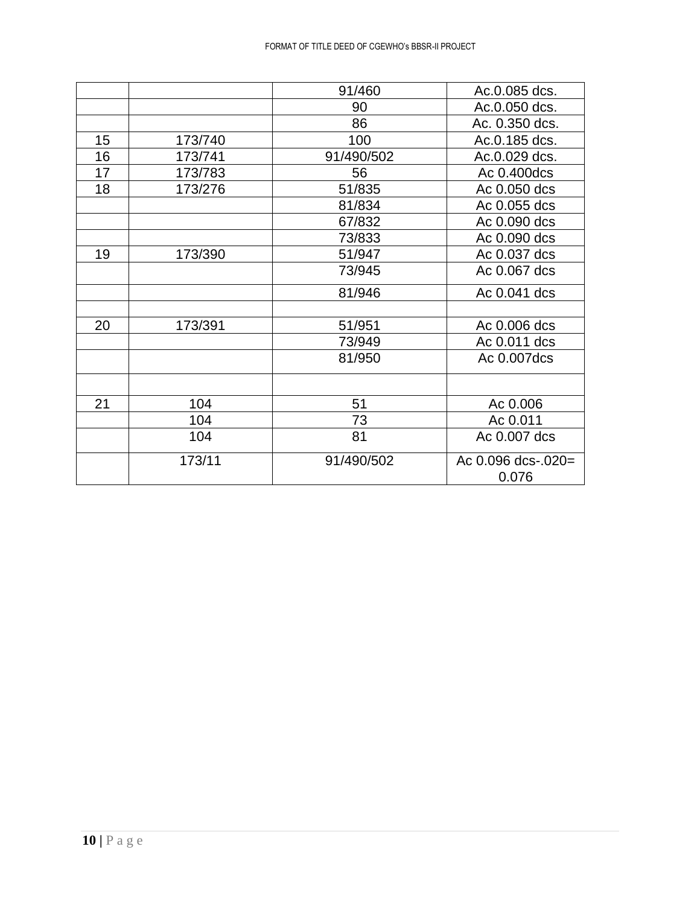| | | | |
|---|---|---|---|
| | | 91/460 | Ac.0.085 dcs. |
| | | 90 | Ac.0.050 dcs. |
| | | 86 | Ac. 0.350 dcs. |
| 15 | 173/740 | 100 | Ac.0.185 dcs. |
| 16 | 173/741 | 91/490/502 | Ac.0.029 dcs. |
| 17 | 173/783 | 56 | Ac 0.400dcs |
| 18 | 173/276 | 51/835 | Ac 0.050 dcs |
| | | 81/834 | Ac 0.055 dcs |
| | | 67/832 | Ac 0.090 dcs |
| | | 73/833 | Ac 0.090 dcs |
| 19 | 173/390 | 51/947 | Ac 0.037 dcs |
| | | 73/945 | Ac 0.067 dcs |
| | | 81/946 | Ac 0.041 dcs |
| | | | |
| 20 | 173/391 | 51/951 | Ac 0.006 dcs |
| | | 73/949 | Ac 0.011 dcs |
| | | 81/950 | Ac 0.007dcs |
| | | | |
| 21 | 104 | 51 | Ac 0.006 |
| | 104 | 73 | Ac 0.011 |
| | 104 | 81 | Ac 0.007 dcs |
| | 173/11 | 91/490/502 | Ac 0.096 dcs-.020= 0.076 |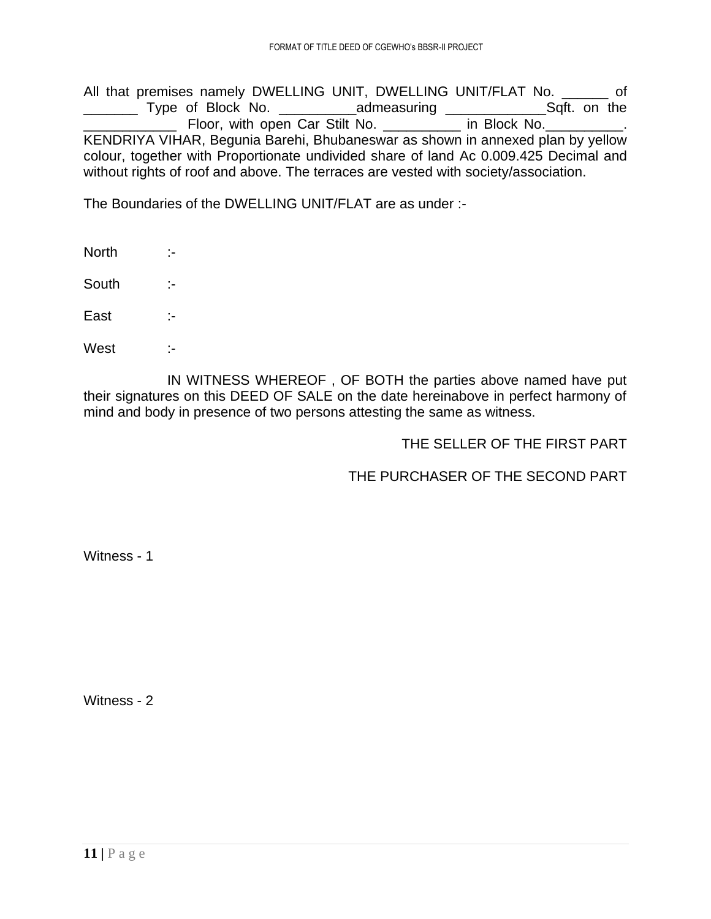All that premises namely DWELLING UNIT, DWELLING UNIT/FLAT No. ______ of _______ Type of Block No. __________admeasuring _____________Sqft. on the ____________ Floor, with open Car Stilt No. __________ in Block No.__________. KENDRIYA VIHAR, Begunia Barehi, Bhubaneswar as shown in annexed plan by yellow colour, together with Proportionate undivided share of land Ac 0.009.425 Decimal and without rights of roof and above. The terraces are vested with society/association.

The Boundaries of the DWELLING UNIT/FLAT are as under :-

North :-

South :-

East :-

West :-

IN WITNESS WHEREOF , OF BOTH the parties above named have put their signatures on this DEED OF SALE on the date hereinabove in perfect harmony of mind and body in presence of two persons attesting the same as witness.

THE SELLER OF THE FIRST PART

THE PURCHASER OF THE SECOND PART

Witness - 1

Witness - 2